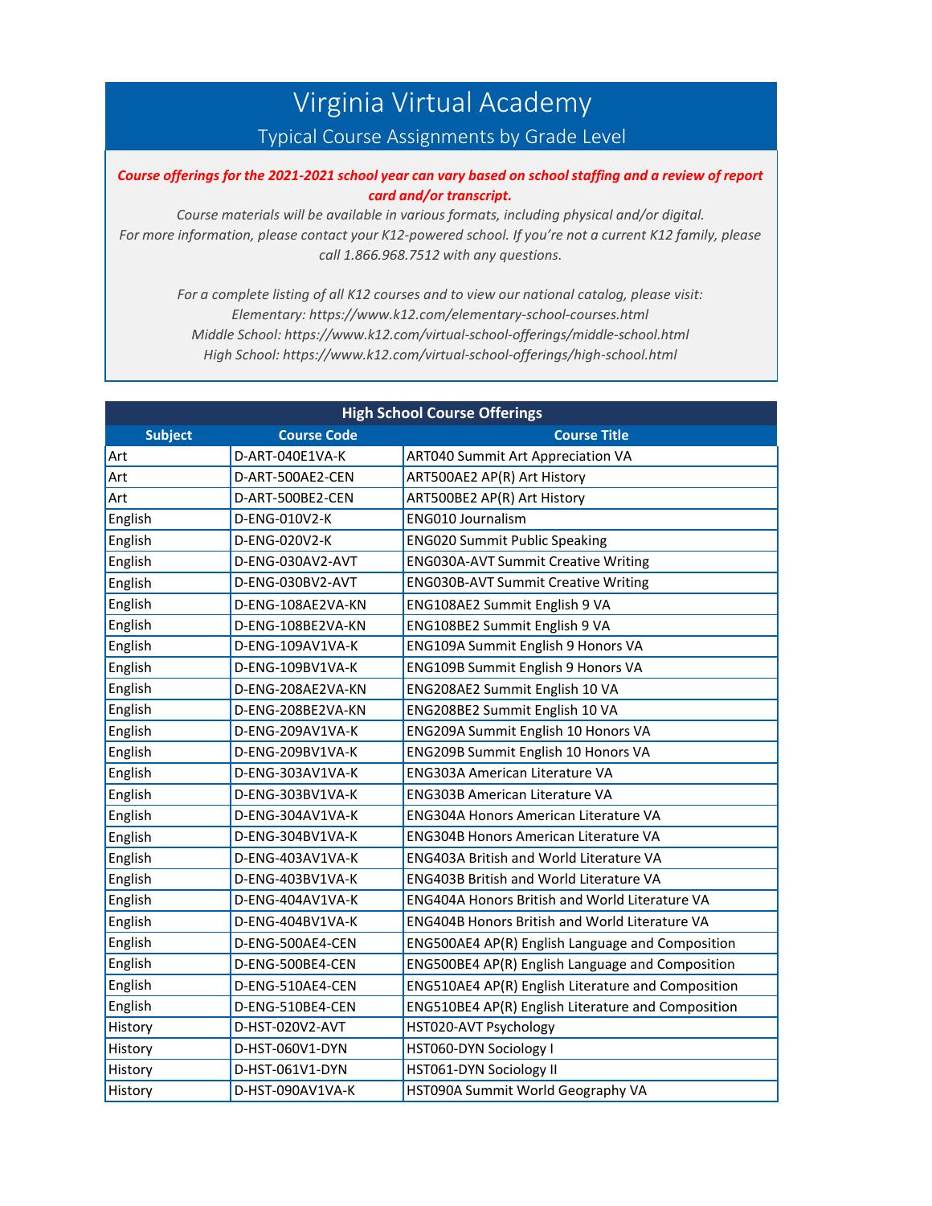# Virginia Virtual Academy

## Typical Course Assignments by Grade Level

***Course offerings for the 2021-2021 school year can vary based on school staffing and a review of report card and/or transcript.***

*Course materials will be available in various formats, including physical and/or digital.*
*For more information, please contact your K12-powered school. If you're not a current K12 family, please call 1.866.968.7512 with any questions.*

*For a complete listing of all K12 courses and to view our national catalog, please visit:*
*Elementary: https://www.k12.com/elementary-school-courses.html*
*Middle School: https://www.k12.com/virtual-school-offerings/middle-school.html*
*High School: https://www.k12.com/virtual-school-offerings/high-school.html*

### High School Course Offerings

| Subject | Course Code | Course Title |
|---|---|---|
| Art | D-ART-040E1VA-K | ART040 Summit Art Appreciation VA |
| Art | D-ART-500AE2-CEN | ART500AE2 AP(R) Art History |
| Art | D-ART-500BE2-CEN | ART500BE2 AP(R) Art History |
| English | D-ENG-010V2-K | ENG010 Journalism |
| English | D-ENG-020V2-K | ENG020 Summit Public Speaking |
| English | D-ENG-030AV2-AVT | ENG030A-AVT Summit Creative Writing |
| English | D-ENG-030BV2-AVT | ENG030B-AVT Summit Creative Writing |
| English | D-ENG-108AE2VA-KN | ENG108AE2 Summit English 9 VA |
| English | D-ENG-108BE2VA-KN | ENG108BE2 Summit English 9 VA |
| English | D-ENG-109AV1VA-K | ENG109A Summit English 9 Honors VA |
| English | D-ENG-109BV1VA-K | ENG109B Summit English 9 Honors VA |
| English | D-ENG-208AE2VA-KN | ENG208AE2 Summit English 10 VA |
| English | D-ENG-208BE2VA-KN | ENG208BE2 Summit English 10 VA |
| English | D-ENG-209AV1VA-K | ENG209A Summit English 10 Honors VA |
| English | D-ENG-209BV1VA-K | ENG209B Summit English 10 Honors VA |
| English | D-ENG-303AV1VA-K | ENG303A American Literature VA |
| English | D-ENG-303BV1VA-K | ENG303B American Literature VA |
| English | D-ENG-304AV1VA-K | ENG304A Honors American Literature VA |
| English | D-ENG-304BV1VA-K | ENG304B Honors American Literature VA |
| English | D-ENG-403AV1VA-K | ENG403A British and World Literature VA |
| English | D-ENG-403BV1VA-K | ENG403B British and World Literature VA |
| English | D-ENG-404AV1VA-K | ENG404A Honors British and World Literature VA |
| English | D-ENG-404BV1VA-K | ENG404B Honors British and World Literature VA |
| English | D-ENG-500AE4-CEN | ENG500AE4 AP(R) English Language and Composition |
| English | D-ENG-500BE4-CEN | ENG500BE4 AP(R) English Language and Composition |
| English | D-ENG-510AE4-CEN | ENG510AE4 AP(R) English Literature and Composition |
| English | D-ENG-510BE4-CEN | ENG510BE4 AP(R) English Literature and Composition |
| History | D-HST-020V2-AVT | HST020-AVT Psychology |
| History | D-HST-060V1-DYN | HST060-DYN Sociology I |
| History | D-HST-061V1-DYN | HST061-DYN Sociology II |
| History | D-HST-090AV1VA-K | HST090A Summit World Geography VA |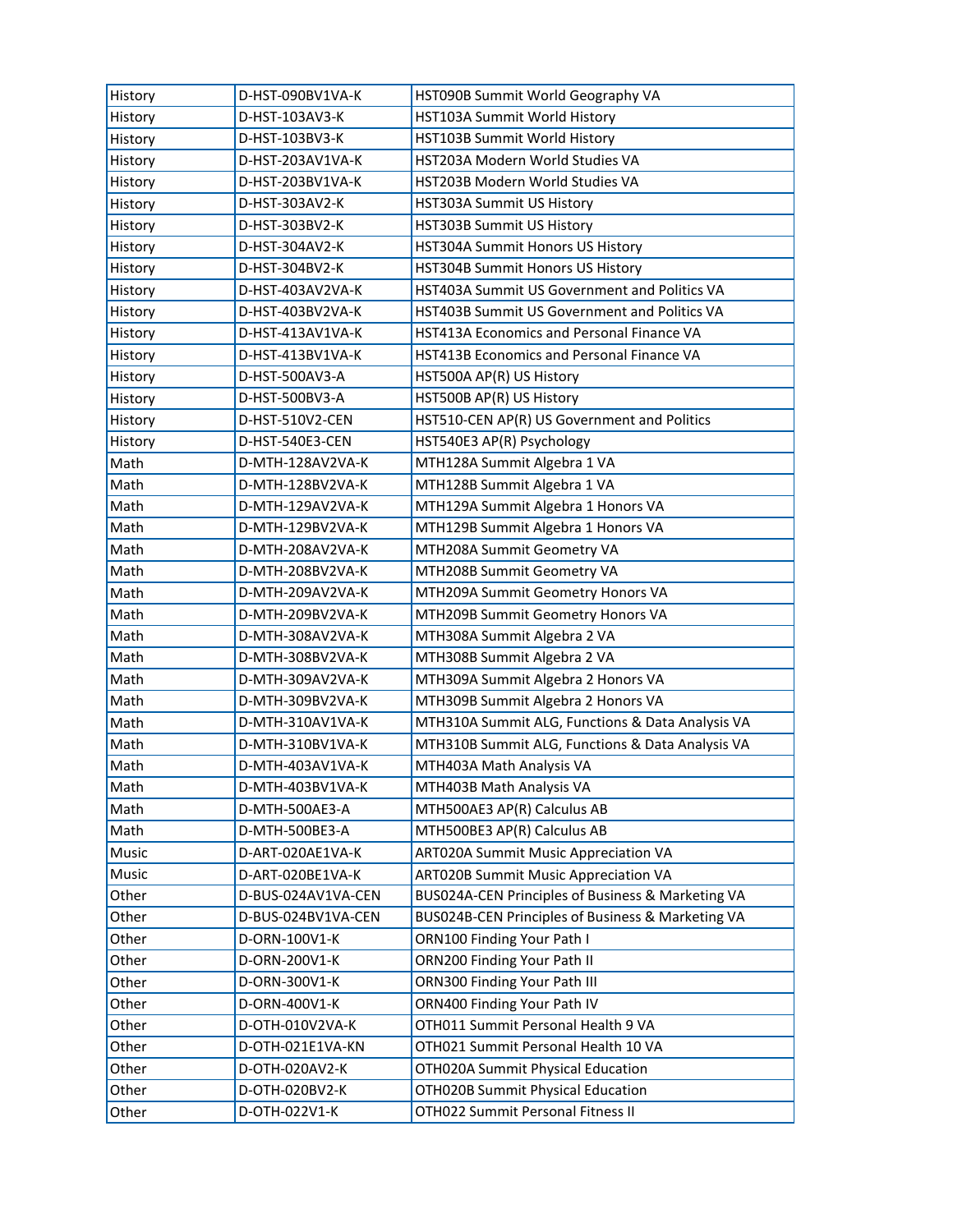| History | D-HST-090BV1VA-K | HST090B Summit World Geography VA |
|---|---|---|
| History | D-HST-103AV3-K | HST103A Summit World History |
| History | D-HST-103BV3-K | HST103B Summit World History |
| History | D-HST-203AV1VA-K | HST203A Modern World Studies VA |
| History | D-HST-203BV1VA-K | HST203B Modern World Studies VA |
| History | D-HST-303AV2-K | HST303A Summit US History |
| History | D-HST-303BV2-K | HST303B Summit US History |
| History | D-HST-304AV2-K | HST304A Summit Honors US History |
| History | D-HST-304BV2-K | HST304B Summit Honors US History |
| History | D-HST-403AV2VA-K | HST403A Summit US Government and Politics VA |
| History | D-HST-403BV2VA-K | HST403B Summit US Government and Politics VA |
| History | D-HST-413AV1VA-K | HST413A Economics and Personal Finance VA |
| History | D-HST-413BV1VA-K | HST413B Economics and Personal Finance VA |
| History | D-HST-500AV3-A | HST500A AP(R) US History |
| History | D-HST-500BV3-A | HST500B AP(R) US History |
| History | D-HST-510V2-CEN | HST510-CEN AP(R) US Government and Politics |
| History | D-HST-540E3-CEN | HST540E3 AP(R) Psychology |
| Math | D-MTH-128AV2VA-K | MTH128A Summit Algebra 1 VA |
| Math | D-MTH-128BV2VA-K | MTH128B Summit Algebra 1 VA |
| Math | D-MTH-129AV2VA-K | MTH129A Summit Algebra 1 Honors VA |
| Math | D-MTH-129BV2VA-K | MTH129B Summit Algebra 1 Honors VA |
| Math | D-MTH-208AV2VA-K | MTH208A Summit Geometry VA |
| Math | D-MTH-208BV2VA-K | MTH208B Summit Geometry VA |
| Math | D-MTH-209AV2VA-K | MTH209A Summit Geometry Honors VA |
| Math | D-MTH-209BV2VA-K | MTH209B Summit Geometry Honors VA |
| Math | D-MTH-308AV2VA-K | MTH308A Summit Algebra 2 VA |
| Math | D-MTH-308BV2VA-K | MTH308B Summit Algebra 2 VA |
| Math | D-MTH-309AV2VA-K | MTH309A Summit Algebra 2 Honors VA |
| Math | D-MTH-309BV2VA-K | MTH309B Summit Algebra 2 Honors VA |
| Math | D-MTH-310AV1VA-K | MTH310A Summit ALG, Functions & Data Analysis VA |
| Math | D-MTH-310BV1VA-K | MTH310B Summit ALG, Functions & Data Analysis VA |
| Math | D-MTH-403AV1VA-K | MTH403A Math Analysis VA |
| Math | D-MTH-403BV1VA-K | MTH403B Math Analysis VA |
| Math | D-MTH-500AE3-A | MTH500AE3 AP(R) Calculus AB |
| Math | D-MTH-500BE3-A | MTH500BE3 AP(R) Calculus AB |
| Music | D-ART-020AE1VA-K | ART020A Summit Music Appreciation VA |
| Music | D-ART-020BE1VA-K | ART020B Summit Music Appreciation VA |
| Other | D-BUS-024AV1VA-CEN | BUS024A-CEN Principles of Business & Marketing VA |
| Other | D-BUS-024BV1VA-CEN | BUS024B-CEN Principles of Business & Marketing VA |
| Other | D-ORN-100V1-K | ORN100 Finding Your Path I |
| Other | D-ORN-200V1-K | ORN200 Finding Your Path II |
| Other | D-ORN-300V1-K | ORN300 Finding Your Path III |
| Other | D-ORN-400V1-K | ORN400 Finding Your Path IV |
| Other | D-OTH-010V2VA-K | OTH011 Summit Personal Health 9 VA |
| Other | D-OTH-021E1VA-KN | OTH021 Summit Personal Health 10 VA |
| Other | D-OTH-020AV2-K | OTH020A Summit Physical Education |
| Other | D-OTH-020BV2-K | OTH020B Summit Physical Education |
| Other | D-OTH-022V1-K | OTH022 Summit Personal Fitness II |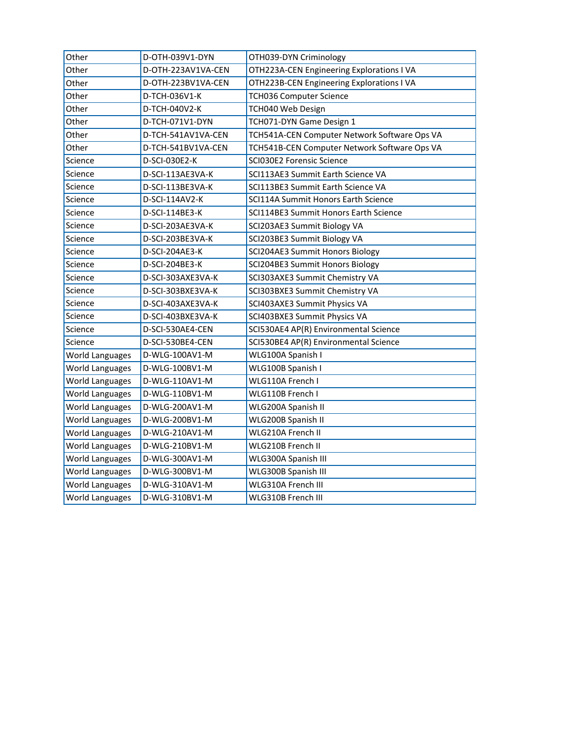| | | |
|---|---|---|
| Other | D-OTH-039V1-DYN | OTH039-DYN Criminology |
| Other | D-OTH-223AV1VA-CEN | OTH223A-CEN Engineering Explorations I VA |
| Other | D-OTH-223BV1VA-CEN | OTH223B-CEN Engineering Explorations I VA |
| Other | D-TCH-036V1-K | TCH036 Computer Science |
| Other | D-TCH-040V2-K | TCH040 Web Design |
| Other | D-TCH-071V1-DYN | TCH071-DYN Game Design 1 |
| Other | D-TCH-541AV1VA-CEN | TCH541A-CEN Computer Network Software Ops VA |
| Other | D-TCH-541BV1VA-CEN | TCH541B-CEN Computer Network Software Ops VA |
| Science | D-SCI-030E2-K | SCI030E2 Forensic Science |
| Science | D-SCI-113AE3VA-K | SCI113AE3 Summit Earth Science VA |
| Science | D-SCI-113BE3VA-K | SCI113BE3 Summit Earth Science VA |
| Science | D-SCI-114AV2-K | SCI114A Summit Honors Earth Science |
| Science | D-SCI-114BE3-K | SCI114BE3 Summit Honors Earth Science |
| Science | D-SCI-203AE3VA-K | SCI203AE3 Summit Biology VA |
| Science | D-SCI-203BE3VA-K | SCI203BE3 Summit Biology VA |
| Science | D-SCI-204AE3-K | SCI204AE3 Summit Honors Biology |
| Science | D-SCI-204BE3-K | SCI204BE3 Summit Honors Biology |
| Science | D-SCI-303AXE3VA-K | SCI303AXE3 Summit Chemistry VA |
| Science | D-SCI-303BXE3VA-K | SCI303BXE3 Summit Chemistry VA |
| Science | D-SCI-403AXE3VA-K | SCI403AXE3 Summit Physics VA |
| Science | D-SCI-403BXE3VA-K | SCI403BXE3 Summit Physics VA |
| Science | D-SCI-530AE4-CEN | SCI530AE4 AP(R) Environmental Science |
| Science | D-SCI-530BE4-CEN | SCI530BE4 AP(R) Environmental Science |
| World Languages | D-WLG-100AV1-M | WLG100A Spanish I |
| World Languages | D-WLG-100BV1-M | WLG100B Spanish I |
| World Languages | D-WLG-110AV1-M | WLG110A French I |
| World Languages | D-WLG-110BV1-M | WLG110B French I |
| World Languages | D-WLG-200AV1-M | WLG200A Spanish II |
| World Languages | D-WLG-200BV1-M | WLG200B Spanish II |
| World Languages | D-WLG-210AV1-M | WLG210A French II |
| World Languages | D-WLG-210BV1-M | WLG210B French II |
| World Languages | D-WLG-300AV1-M | WLG300A Spanish III |
| World Languages | D-WLG-300BV1-M | WLG300B Spanish III |
| World Languages | D-WLG-310AV1-M | WLG310A French III |
| World Languages | D-WLG-310BV1-M | WLG310B French III |